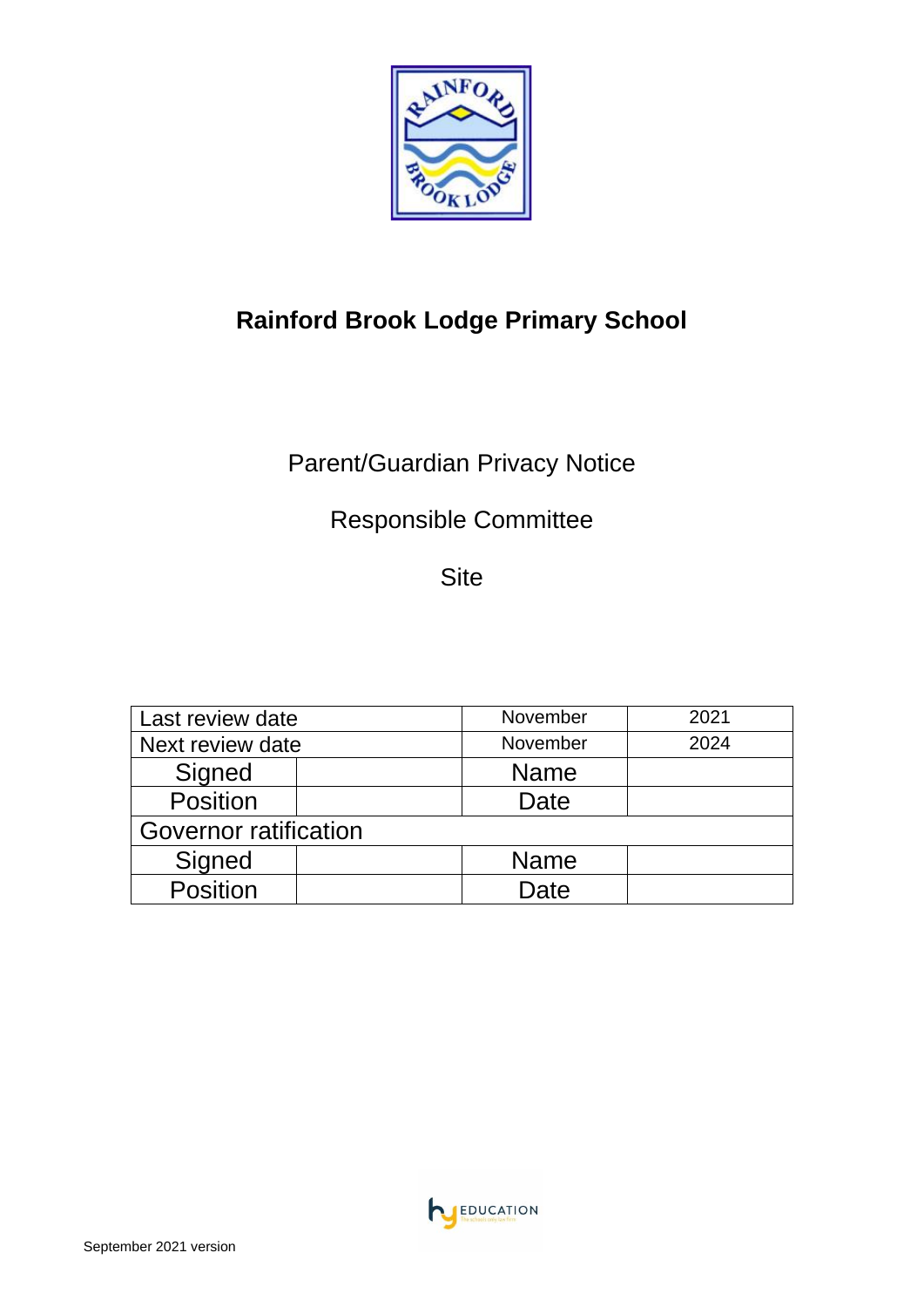# Rainford Brook Lodge Primary School

Parent/Guardian Privacy Notice

Responsible Committee

Site

| Last review date | | November | 2021 |
|---|---|---|---|
| Next review date | | November | 2024 |
| Signed | | Name | |
| Position | | Date | |
| Governor ratification | | | |
| Signed | | Name | |
| Position | | Date | |

September 2021 version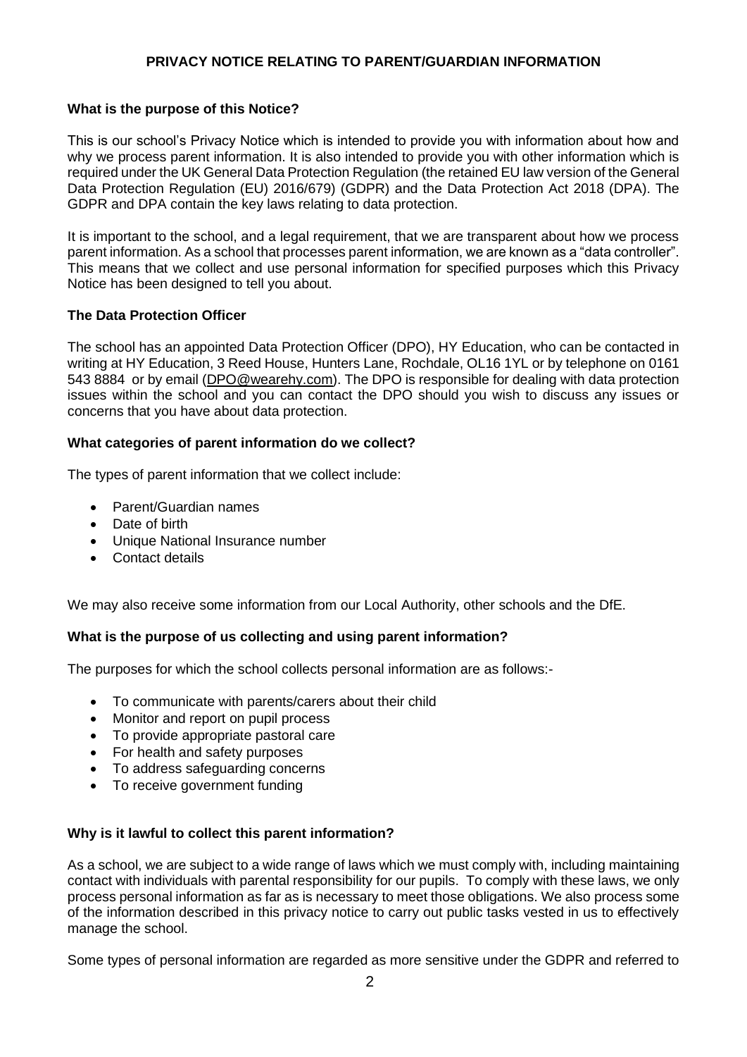# PRIVACY NOTICE RELATING TO PARENT/GUARDIAN INFORMATION

## What is the purpose of this Notice?

This is our school's Privacy Notice which is intended to provide you with information about how and why we process parent information. It is also intended to provide you with other information which is required under the UK General Data Protection Regulation (the retained EU law version of the General Data Protection Regulation (EU) 2016/679) (GDPR) and the Data Protection Act 2018 (DPA). The GDPR and DPA contain the key laws relating to data protection.

It is important to the school, and a legal requirement, that we are transparent about how we process parent information. As a school that processes parent information, we are known as a "data controller". This means that we collect and use personal information for specified purposes which this Privacy Notice has been designed to tell you about.

## The Data Protection Officer

The school has an appointed Data Protection Officer (DPO), HY Education, who can be contacted in writing at HY Education, 3 Reed House, Hunters Lane, Rochdale, OL16 1YL or by telephone on 0161 543 8884 or by email (DPO@wearehy.com). The DPO is responsible for dealing with data protection issues within the school and you can contact the DPO should you wish to discuss any issues or concerns that you have about data protection.

## What categories of parent information do we collect?

The types of parent information that we collect include:

- Parent/Guardian names
- Date of birth
- Unique National Insurance number
- Contact details

We may also receive some information from our Local Authority, other schools and the DfE.

## What is the purpose of us collecting and using parent information?

The purposes for which the school collects personal information are as follows:-

- To communicate with parents/carers about their child
- Monitor and report on pupil process
- To provide appropriate pastoral care
- For health and safety purposes
- To address safeguarding concerns
- To receive government funding

## Why is it lawful to collect this parent information?

As a school, we are subject to a wide range of laws which we must comply with, including maintaining contact with individuals with parental responsibility for our pupils. To comply with these laws, we only process personal information as far as is necessary to meet those obligations. We also process some of the information described in this privacy notice to carry out public tasks vested in us to effectively manage the school.

Some types of personal information are regarded as more sensitive under the GDPR and referred to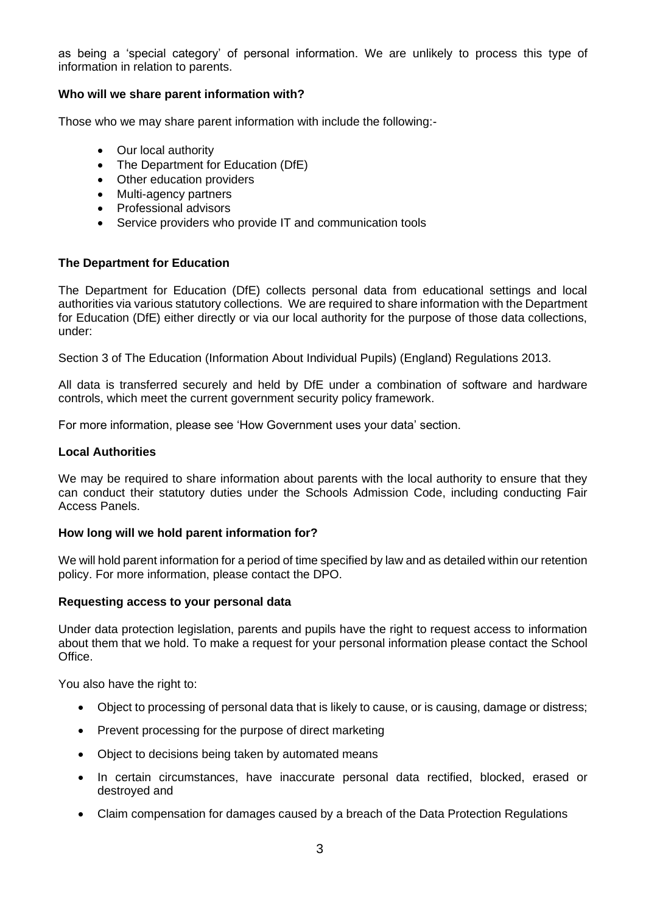as being a 'special category' of personal information. We are unlikely to process this type of information in relation to parents.

**Who will we share parent information with?**

Those who we may share parent information with include the following:-

- Our local authority
- The Department for Education (DfE)
- Other education providers
- Multi-agency partners
- Professional advisors
- Service providers who provide IT and communication tools

**The Department for Education**

The Department for Education (DfE) collects personal data from educational settings and local authorities via various statutory collections. We are required to share information with the Department for Education (DfE) either directly or via our local authority for the purpose of those data collections, under:

Section 3 of The Education (Information About Individual Pupils) (England) Regulations 2013.

All data is transferred securely and held by DfE under a combination of software and hardware controls, which meet the current government security policy framework.

For more information, please see 'How Government uses your data' section.

**Local Authorities**

We may be required to share information about parents with the local authority to ensure that they can conduct their statutory duties under the Schools Admission Code, including conducting Fair Access Panels.

**How long will we hold parent information for?**

We will hold parent information for a period of time specified by law and as detailed within our retention policy. For more information, please contact the DPO.

**Requesting access to your personal data**

Under data protection legislation, parents and pupils have the right to request access to information about them that we hold. To make a request for your personal information please contact the School Office.

You also have the right to:

- Object to processing of personal data that is likely to cause, or is causing, damage or distress;
- Prevent processing for the purpose of direct marketing
- Object to decisions being taken by automated means
- In certain circumstances, have inaccurate personal data rectified, blocked, erased or destroyed and
- Claim compensation for damages caused by a breach of the Data Protection Regulations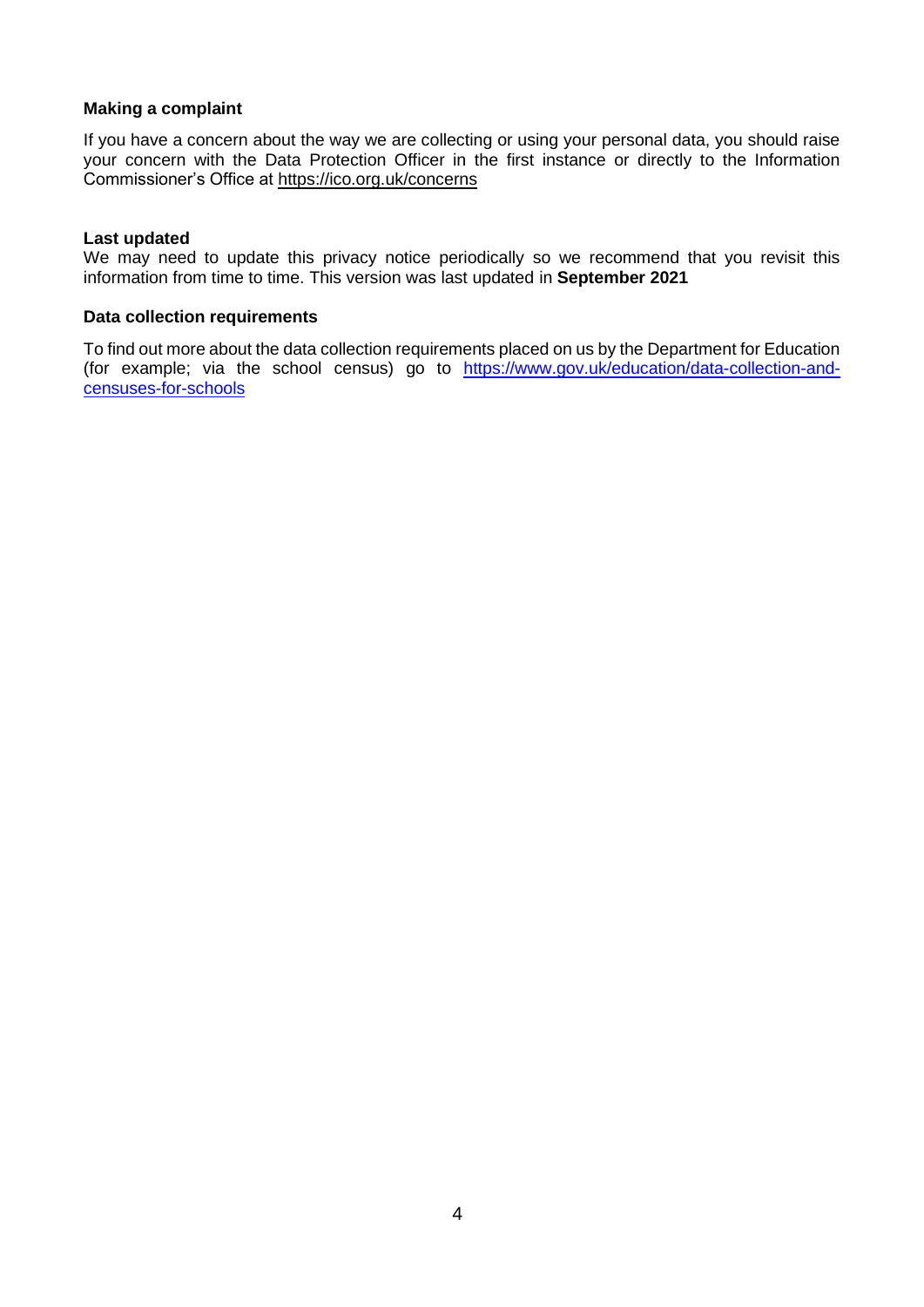**Making a complaint**

If you have a concern about the way we are collecting or using your personal data, you should raise your concern with the Data Protection Officer in the first instance or directly to the Information Commissioner's Office at https://ico.org.uk/concerns

**Last updated**

We may need to update this privacy notice periodically so we recommend that you revisit this information from time to time. This version was last updated in **September 2021**

**Data collection requirements**

To find out more about the data collection requirements placed on us by the Department for Education (for example; via the school census) go to https://www.gov.uk/education/data-collection-and-censuses-for-schools